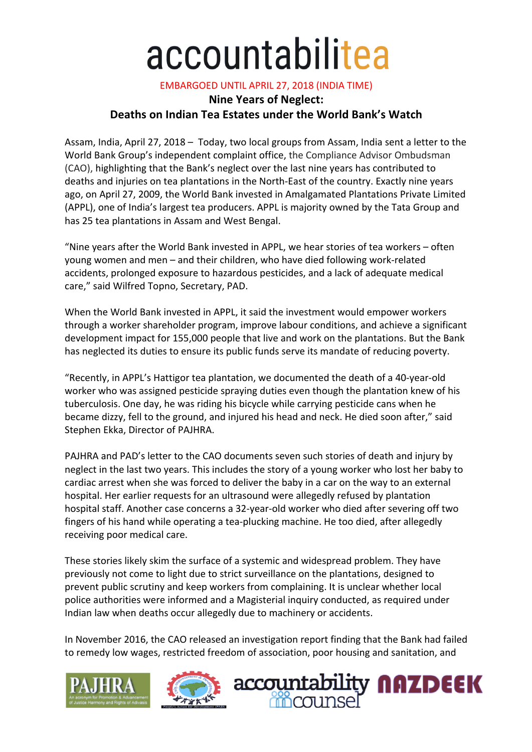# accountabilitea

EMBARGOED UNTIL APRIL 27, 2018 (INDIA TIME)

## Nine Years of Neglect: Deaths on Indian Tea Estates under the World Bank's Watch

Assam, India, April 27, 2018 – Today, two local groups from Assam, India sent a letter to the World Bank Group's independent complaint office, the Compliance Advisor Ombudsman (CAO), highlighting that the Bank's neglect over the last nine years has contributed to deaths and injuries on tea plantations in the North-East of the country. Exactly nine years ago, on April 27, 2009, the World Bank invested in Amalgamated Plantations Private Limited (APPL), one of India's largest tea producers. APPL is majority owned by the Tata Group and has 25 tea plantations in Assam and West Bengal.

"Nine years after the World Bank invested in APPL, we hear stories of tea workers – often young women and men – and their children, who have died following work-related accidents, prolonged exposure to hazardous pesticides, and a lack of adequate medical care," said Wilfred Topno, Secretary, PAD.

When the World Bank invested in APPL, it said the investment would empower workers through a worker shareholder program, improve labour conditions, and achieve a significant development impact for 155,000 people that live and work on the plantations. But the Bank has neglected its duties to ensure its public funds serve its mandate of reducing poverty.

"Recently, in APPL's Hattigor tea plantation, we documented the death of a 40-year-old worker who was assigned pesticide spraying duties even though the plantation knew of his tuberculosis. One day, he was riding his bicycle while carrying pesticide cans when he became dizzy, fell to the ground, and injured his head and neck. He died soon after," said Stephen Ekka, Director of PAJHRA.

PAJHRA and PAD's letter to the CAO documents seven such stories of death and injury by neglect in the last two years. This includes the story of a young worker who lost her baby to cardiac arrest when she was forced to deliver the baby in a car on the way to an external hospital. Her earlier requests for an ultrasound were allegedly refused by plantation hospital staff. Another case concerns a 32-year-old worker who died after severing off two fingers of his hand while operating a tea-plucking machine. He too died, after allegedly receiving poor medical care.

These stories likely skim the surface of a systemic and widespread problem. They have previously not come to light due to strict surveillance on the plantations, designed to prevent public scrutiny and keep workers from complaining. It is unclear whether local police authorities were informed and a Magisterial inquiry conducted, as required under Indian law when deaths occur allegedly due to machinery or accidents.

In November 2016, the CAO released an investigation report finding that the Bank had failed to remedy low wages, restricted freedom of association, poor housing and sanitation, and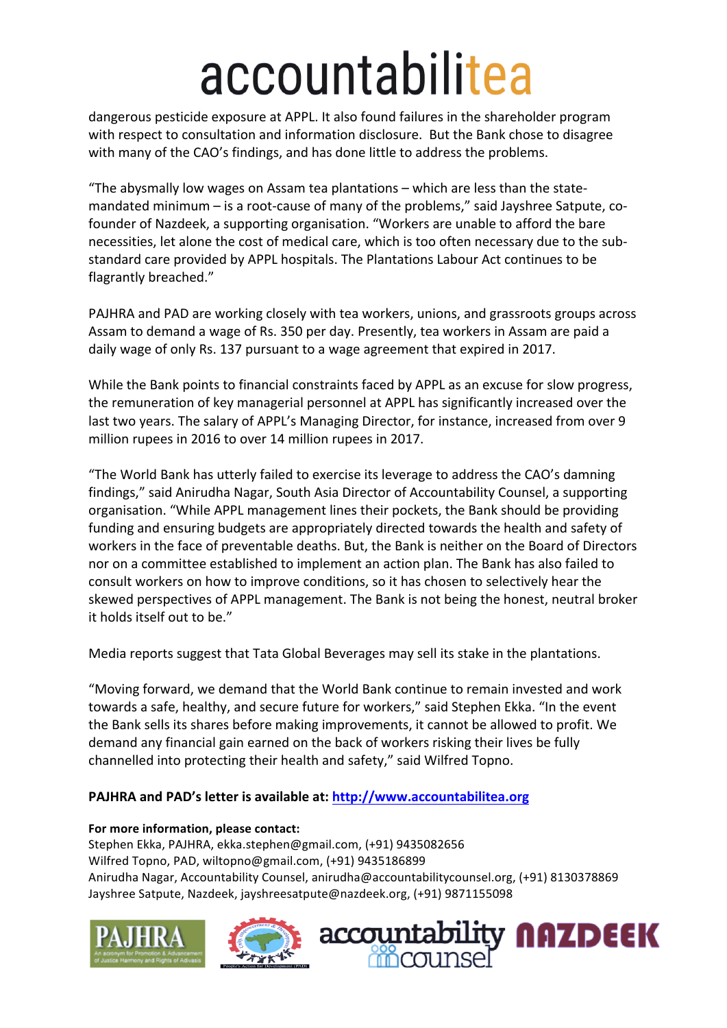dangerous pesticide exposure at APPL. It also found failures in the shareholder program with respect to consultation and information disclosure. But the Bank chose to disagree with many of the CAO's findings, and has done little to address the problems.

"The abysmally low wages on Assam tea plantations – which are less than the state-mandated minimum – is a root-cause of many of the problems," said Jayshree Satpute, co-founder of Nazdeek, a supporting organisation. "Workers are unable to afford the bare necessities, let alone the cost of medical care, which is too often necessary due to the sub-standard care provided by APPL hospitals. The Plantations Labour Act continues to be flagrantly breached."

PAJHRA and PAD are working closely with tea workers, unions, and grassroots groups across Assam to demand a wage of Rs. 350 per day. Presently, tea workers in Assam are paid a daily wage of only Rs. 137 pursuant to a wage agreement that expired in 2017.

While the Bank points to financial constraints faced by APPL as an excuse for slow progress, the remuneration of key managerial personnel at APPL has significantly increased over the last two years. The salary of APPL's Managing Director, for instance, increased from over 9 million rupees in 2016 to over 14 million rupees in 2017.

"The World Bank has utterly failed to exercise its leverage to address the CAO's damning findings," said Anirudha Nagar, South Asia Director of Accountability Counsel, a supporting organisation. "While APPL management lines their pockets, the Bank should be providing funding and ensuring budgets are appropriately directed towards the health and safety of workers in the face of preventable deaths. But, the Bank is neither on the Board of Directors nor on a committee established to implement an action plan. The Bank has also failed to consult workers on how to improve conditions, so it has chosen to selectively hear the skewed perspectives of APPL management. The Bank is not being the honest, neutral broker it holds itself out to be."

Media reports suggest that Tata Global Beverages may sell its stake in the plantations.

"Moving forward, we demand that the World Bank continue to remain invested and work towards a safe, healthy, and secure future for workers," said Stephen Ekka. "In the event the Bank sells its shares before making improvements, it cannot be allowed to profit. We demand any financial gain earned on the back of workers risking their lives be fully channelled into protecting their health and safety," said Wilfred Topno.

**PAJHRA and PAD's letter is available at: http://www.accountabilitea.org**

**For more information, please contact:**
Stephen Ekka, PAJHRA, ekka.stephen@gmail.com, (+91) 9435082656
Wilfred Topno, PAD, wiltopno@gmail.com, (+91) 9435186899
Anirudha Nagar, Accountability Counsel, anirudha@accountabilitycounsel.org, (+91) 8130378869
Jayshree Satpute, Nazdeek, jayshreesatpute@nazdeek.org, (+91) 9871155098